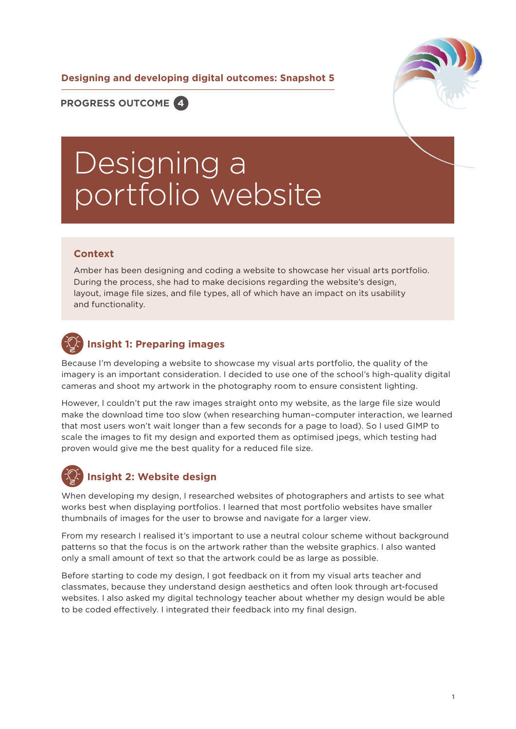Designing and developing digital outcomes: Snapshot 5

PROGRESS OUTCOME 4

# Designing a portfolio website

## Context

Amber has been designing and coding a website to showcase her visual arts portfolio. During the process, she had to make decisions regarding the website's design, layout, image file sizes, and file types, all of which have an impact on its usability and functionality.

## Insight 1: Preparing images

Because I'm developing a website to showcase my visual arts portfolio, the quality of the imagery is an important consideration. I decided to use one of the school's high-quality digital cameras and shoot my artwork in the photography room to ensure consistent lighting.

However, I couldn't put the raw images straight onto my website, as the large file size would make the download time too slow (when researching human–computer interaction, we learned that most users won't wait longer than a few seconds for a page to load). So I used GIMP to scale the images to fit my design and exported them as optimised jpegs, which testing had proven would give me the best quality for a reduced file size.

## Insight 2: Website design

When developing my design, I researched websites of photographers and artists to see what works best when displaying portfolios. I learned that most portfolio websites have smaller thumbnails of images for the user to browse and navigate for a larger view.

From my research I realised it's important to use a neutral colour scheme without background patterns so that the focus is on the artwork rather than the website graphics. I also wanted only a small amount of text so that the artwork could be as large as possible.

Before starting to code my design, I got feedback on it from my visual arts teacher and classmates, because they understand design aesthetics and often look through art-focused websites. I also asked my digital technology teacher about whether my design would be able to be coded effectively. I integrated their feedback into my final design.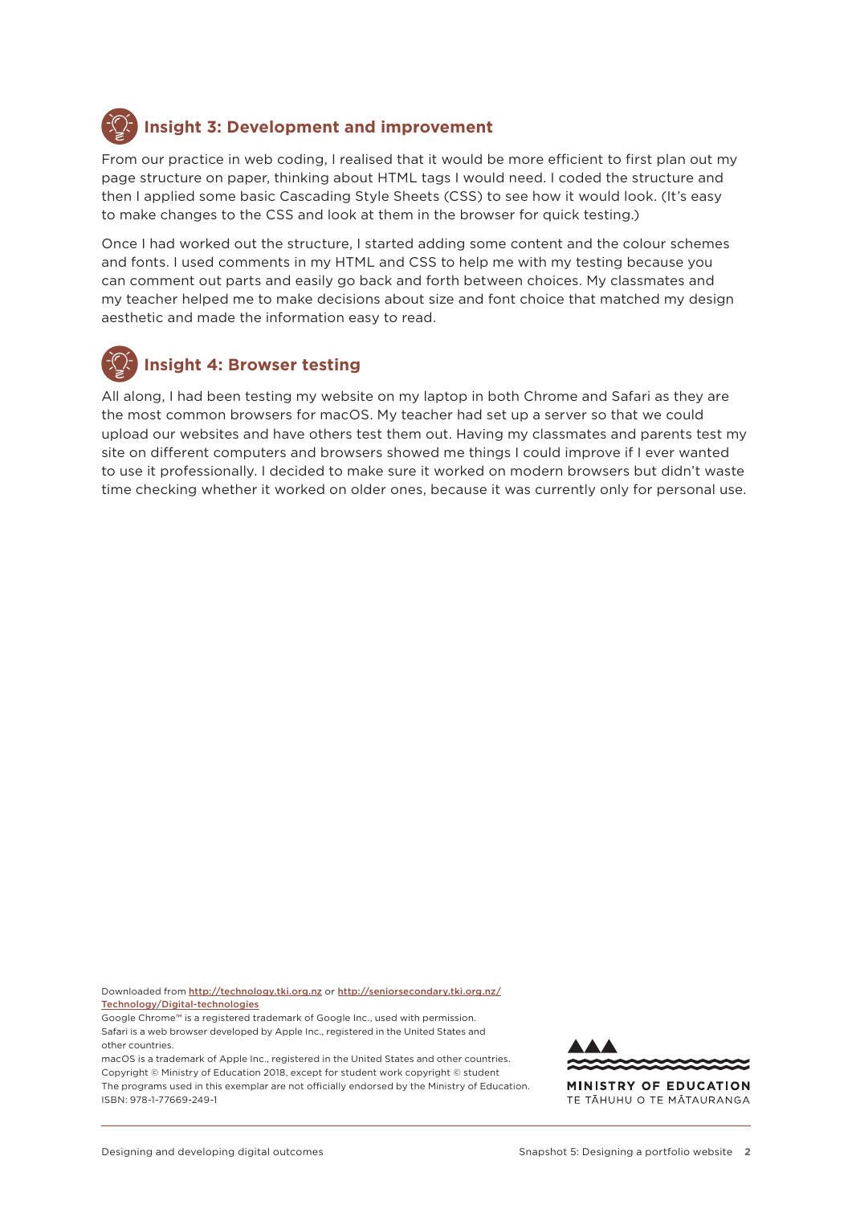## Insight 3: Development and improvement

From our practice in web coding, I realised that it would be more efficient to first plan out my page structure on paper, thinking about HTML tags I would need. I coded the structure and then I applied some basic Cascading Style Sheets (CSS) to see how it would look. (It's easy to make changes to the CSS and look at them in the browser for quick testing.)

Once I had worked out the structure, I started adding some content and the colour schemes and fonts. I used comments in my HTML and CSS to help me with my testing because you can comment out parts and easily go back and forth between choices. My classmates and my teacher helped me to make decisions about size and font choice that matched my design aesthetic and made the information easy to read.

## Insight 4: Browser testing

All along, I had been testing my website on my laptop in both Chrome and Safari as they are the most common browsers for macOS. My teacher had set up a server so that we could upload our websites and have others test them out. Having my classmates and parents test my site on different computers and browsers showed me things I could improve if I ever wanted to use it professionally. I decided to make sure it worked on modern browsers but didn't waste time checking whether it worked on older ones, because it was currently only for personal use.

Downloaded from http://technology.tki.org.nz or http://seniorsecondary.tki.org.nz/Technology/Digital-technologies

Google Chrome™ is a registered trademark of Google Inc., used with permission.
Safari is a web browser developed by Apple Inc., registered in the United States and other countries.
macOS is a trademark of Apple Inc., registered in the United States and other countries.
Copyright © Ministry of Education 2018, except for student work copyright © student
The programs used in this exemplar are not officially endorsed by the Ministry of Education.
ISBN: 978-1-77669-249-1

MINISTRY OF EDUCATION
TE TĀHUHU O TE MĀTAURANGA